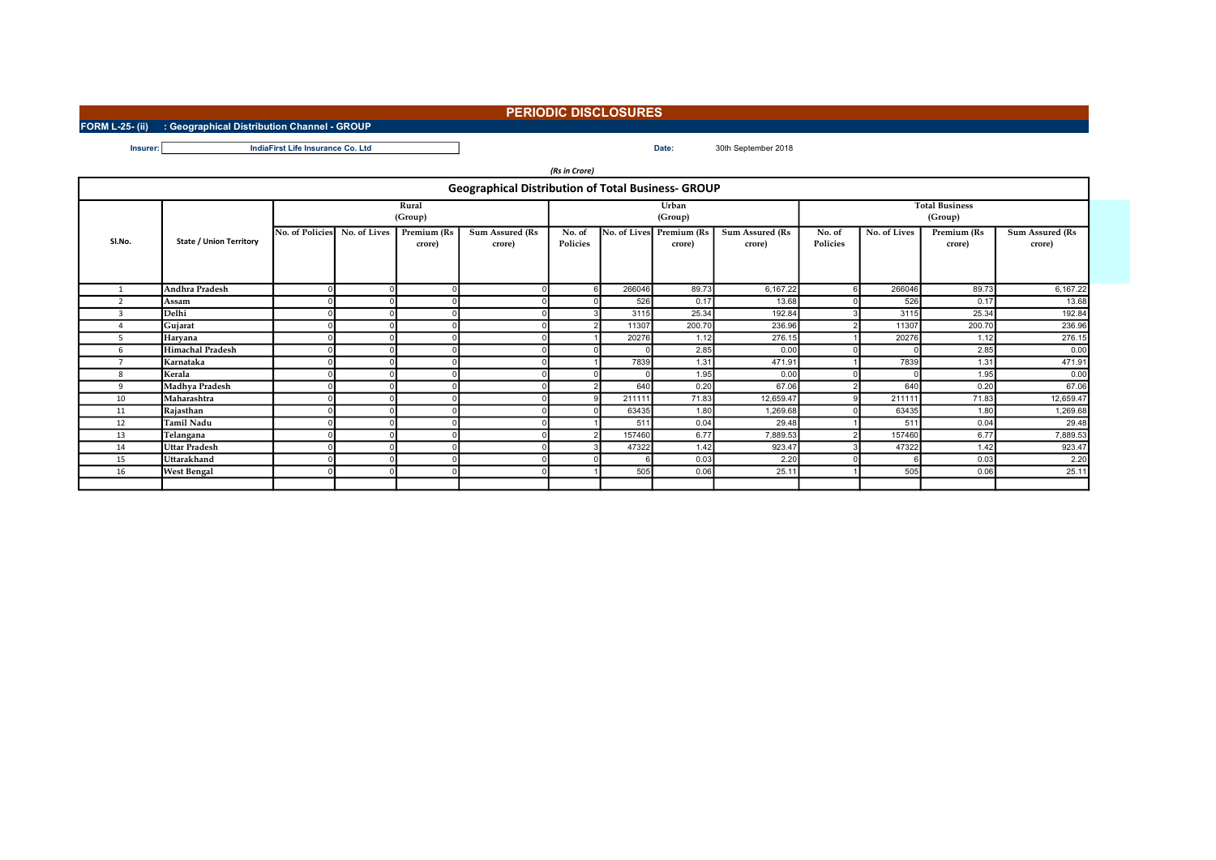# PERIODIC DISCLOSURES

**FORM L-25- (ii) : Geographical Distribution Channel - GROUP**

**Insurer:** IndiaFirst Life Insurance Co. Ltd

**Date:** 30th September 2018

*(Rs in Crore)*

## Geographical Distribution of Total Business- GROUP

| Sl.No. | State / Union Territory | Rural (Group) | | | | Urban (Group) | | | | Total Business (Group) | | | |
|---|---|---|---|---|---|---|---|---|---|---|---|---|---|
| | | No. of Policies | No. of Lives | Premium (Rs crore) | Sum Assured (Rs crore) | No. of Policies | No. of Lives | Premium (Rs crore) | Sum Assured (Rs crore) | No. of Policies | No. of Lives | Premium (Rs crore) | Sum Assured (Rs crore) |
| 1 | Andhra Pradesh | 0 | 0 | 0 | 0 | 6 | 266046 | 89.73 | 6,167.22 | 6 | 266046 | 89.73 | 6,167.22 |
| 2 | Assam | 0 | 0 | 0 | 0 | 0 | 526 | 0.17 | 13.68 | 0 | 526 | 0.17 | 13.68 |
| 3 | Delhi | 0 | 0 | 0 | 0 | 3 | 3115 | 25.34 | 192.84 | 3 | 3115 | 25.34 | 192.84 |
| 4 | Gujarat | 0 | 0 | 0 | 0 | 2 | 11307 | 200.70 | 236.96 | 2 | 11307 | 200.70 | 236.96 |
| 5 | Haryana | 0 | 0 | 0 | 0 | 1 | 20276 | 1.12 | 276.15 | 1 | 20276 | 1.12 | 276.15 |
| 6 | Himachal Pradesh | 0 | 0 | 0 | 0 | 0 | 0 | 2.85 | 0.00 | 0 | 0 | 2.85 | 0.00 |
| 7 | Karnataka | 0 | 0 | 0 | 0 | 1 | 7839 | 1.31 | 471.91 | 1 | 7839 | 1.31 | 471.91 |
| 8 | Kerala | 0 | 0 | 0 | 0 | 0 | 0 | 1.95 | 0.00 | 0 | 0 | 1.95 | 0.00 |
| 9 | Madhya Pradesh | 0 | 0 | 0 | 0 | 2 | 640 | 0.20 | 67.06 | 2 | 640 | 0.20 | 67.06 |
| 10 | Maharashtra | 0 | 0 | 0 | 0 | 9 | 211111 | 71.83 | 12,659.47 | 9 | 211111 | 71.83 | 12,659.47 |
| 11 | Rajasthan | 0 | 0 | 0 | 0 | 0 | 63435 | 1.80 | 1,269.68 | 0 | 63435 | 1.80 | 1,269.68 |
| 12 | Tamil Nadu | 0 | 0 | 0 | 0 | 1 | 511 | 0.04 | 29.48 | 1 | 511 | 0.04 | 29.48 |
| 13 | Telangana | 0 | 0 | 0 | 0 | 2 | 157460 | 6.77 | 7,889.53 | 2 | 157460 | 6.77 | 7,889.53 |
| 14 | Uttar Pradesh | 0 | 0 | 0 | 0 | 3 | 47322 | 1.42 | 923.47 | 3 | 47322 | 1.42 | 923.47 |
| 15 | Uttarakhand | 0 | 0 | 0 | 0 | 0 | 6 | 0.03 | 2.20 | 0 | 6 | 0.03 | 2.20 |
| 16 | West Bengal | 0 | 0 | 0 | 0 | 1 | 505 | 0.06 | 25.11 | 1 | 505 | 0.06 | 25.11 |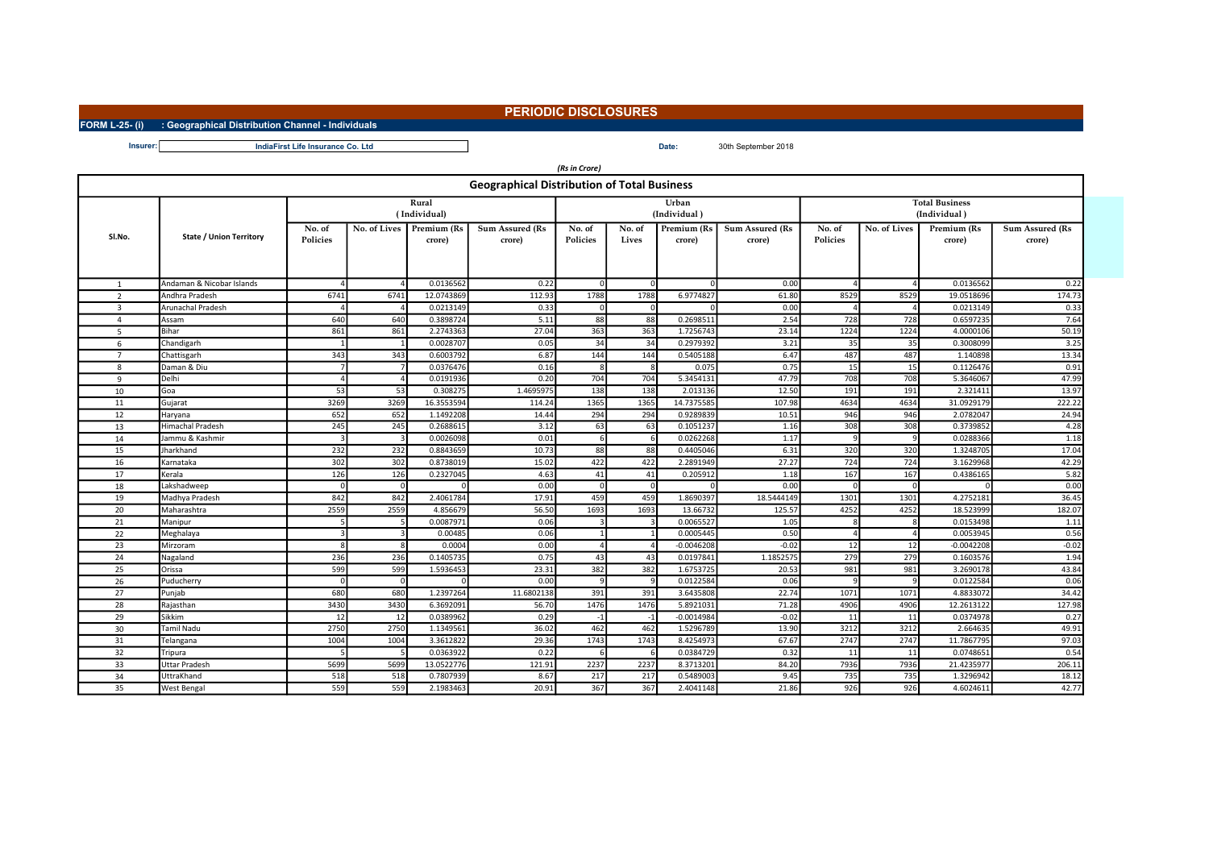# PERIODIC DISCLOSURES

**FORM L-25- (i) : Geographical Distribution Channel - Individuals**

**Insurer:** IndiaFirst Life Insurance Co. Ltd

**Date:** 30th September 2018

*(Rs in Crore)*

## Geographical Distribution of Total Business

| Sl.No. | State / Union Territory | Rural (Individual) | | | | Urban (Individual ) | | | | Total Business (Individual ) | | | |
|---|---|---|---|---|---|---|---|---|---|---|---|---|---|
| | | No. of Policies | No. of Lives | Premium (Rs crore) | Sum Assured (Rs crore) | No. of Policies | No. of Lives | Premium (Rs crore) | Sum Assured (Rs crore) | No. of Policies | No. of Lives | Premium (Rs crore) | Sum Assured (Rs crore) |
| 1 | Andaman & Nicobar Islands | 4 | 4 | 0.0136562 | 0.22 | 0 | 0 | 0 | 0.00 | 4 | 4 | 0.0136562 | 0.22 |
| 2 | Andhra Pradesh | 6741 | 6741 | 12.0743869 | 112.93 | 1788 | 1788 | 6.9774827 | 61.80 | 8529 | 8529 | 19.0518696 | 174.73 |
| 3 | Arunachal Pradesh | 4 | 4 | 0.0213149 | 0.33 | 0 | 0 | 0 | 0.00 | 4 | 4 | 0.0213149 | 0.33 |
| 4 | Assam | 640 | 640 | 0.3898724 | 5.11 | 88 | 88 | 0.2698511 | 2.54 | 728 | 728 | 0.6597235 | 7.64 |
| 5 | Bihar | 861 | 861 | 2.2743363 | 27.04 | 363 | 363 | 1.7256743 | 23.14 | 1224 | 1224 | 4.0000106 | 50.19 |
| 6 | Chandigarh | 1 | 1 | 0.0028707 | 0.05 | 34 | 34 | 0.2979392 | 3.21 | 35 | 35 | 0.3008099 | 3.25 |
| 7 | Chattisgarh | 343 | 343 | 0.6003792 | 6.87 | 144 | 144 | 0.5405188 | 6.47 | 487 | 487 | 1.140898 | 13.34 |
| 8 | Daman & Diu | 7 | 7 | 0.0376476 | 0.16 | 8 | 8 | 0.075 | 0.75 | 15 | 15 | 0.1126476 | 0.91 |
| 9 | Delhi | 4 | 4 | 0.0191936 | 0.20 | 704 | 704 | 5.3454131 | 47.79 | 708 | 708 | 5.3646067 | 47.99 |
| 10 | Goa | 53 | 53 | 0.308275 | 1.4695975 | 138 | 138 | 2.013136 | 12.50 | 191 | 191 | 2.321411 | 13.97 |
| 11 | Gujarat | 3269 | 3269 | 16.3553594 | 114.24 | 1365 | 1365 | 14.7375585 | 107.98 | 4634 | 4634 | 31.0929179 | 222.22 |
| 12 | Haryana | 652 | 652 | 1.1492208 | 14.44 | 294 | 294 | 0.9289839 | 10.51 | 946 | 946 | 2.0782047 | 24.94 |
| 13 | Himachal Pradesh | 245 | 245 | 0.2688615 | 3.12 | 63 | 63 | 0.1051237 | 1.16 | 308 | 308 | 0.3739852 | 4.28 |
| 14 | Jammu & Kashmir | 3 | 3 | 0.0026098 | 0.01 | 6 | 6 | 0.0262268 | 1.17 | 9 | 9 | 0.0288366 | 1.18 |
| 15 | Jharkhand | 232 | 232 | 0.8843659 | 10.73 | 88 | 88 | 0.4405046 | 6.31 | 320 | 320 | 1.3248705 | 17.04 |
| 16 | Karnataka | 302 | 302 | 0.8738019 | 15.02 | 422 | 422 | 2.2891949 | 27.27 | 724 | 724 | 3.1629968 | 42.29 |
| 17 | Kerala | 126 | 126 | 0.2327045 | 4.63 | 41 | 41 | 0.205912 | 1.18 | 167 | 167 | 0.4386165 | 5.82 |
| 18 | Lakshadweep | 0 | 0 | 0 | 0.00 | 0 | 0 | 0 | 0.00 | 0 | 0 | 0 | 0.00 |
| 19 | Madhya Pradesh | 842 | 842 | 2.4061784 | 17.91 | 459 | 459 | 1.8690397 | 18.5444149 | 1301 | 1301 | 4.2752181 | 36.45 |
| 20 | Maharashtra | 2559 | 2559 | 4.856679 | 56.50 | 1693 | 1693 | 13.66732 | 125.57 | 4252 | 4252 | 18.523999 | 182.07 |
| 21 | Manipur | 5 | 5 | 0.0087971 | 0.06 | 3 | 3 | 0.0065527 | 1.05 | 8 | 8 | 0.0153498 | 1.11 |
| 22 | Meghalaya | 3 | 3 | 0.00485 | 0.06 | 1 | 1 | 0.0005445 | 0.50 | 4 | 4 | 0.0053945 | 0.56 |
| 23 | Mirzoram | 8 | 8 | 0.0004 | 0.00 | 4 | 4 | -0.0046208 | -0.02 | 12 | 12 | -0.0042208 | -0.02 |
| 24 | Nagaland | 236 | 236 | 0.1405735 | 0.75 | 43 | 43 | 0.0197841 | 1.1852575 | 279 | 279 | 0.1603576 | 1.94 |
| 25 | Orissa | 599 | 599 | 1.5936453 | 23.31 | 382 | 382 | 1.6753725 | 20.53 | 981 | 981 | 3.2690178 | 43.84 |
| 26 | Puducherry | 0 | 0 | 0 | 0.00 | 9 | 9 | 0.0122584 | 0.06 | 9 | 9 | 0.0122584 | 0.06 |
| 27 | Punjab | 680 | 680 | 1.2397264 | 11.6802138 | 391 | 391 | 3.6435808 | 22.74 | 1071 | 1071 | 4.8833072 | 34.42 |
| 28 | Rajasthan | 3430 | 3430 | 6.3692091 | 56.70 | 1476 | 1476 | 5.8921031 | 71.28 | 4906 | 4906 | 12.2613122 | 127.98 |
| 29 | Sikkim | 12 | 12 | 0.0389962 | 0.29 | -1 | -1 | -0.0014984 | -0.02 | 11 | 11 | 0.0374978 | 0.27 |
| 30 | Tamil Nadu | 2750 | 2750 | 1.1349561 | 36.02 | 462 | 462 | 1.5296789 | 13.90 | 3212 | 3212 | 2.664635 | 49.91 |
| 31 | Telangana | 1004 | 1004 | 3.3612822 | 29.36 | 1743 | 1743 | 8.4254973 | 67.67 | 2747 | 2747 | 11.7867795 | 97.03 |
| 32 | Tripura | 5 | 5 | 0.0363922 | 0.22 | 6 | 6 | 0.0384729 | 0.32 | 11 | 11 | 0.0748651 | 0.54 |
| 33 | Uttar Pradesh | 5699 | 5699 | 13.0522776 | 121.91 | 2237 | 2237 | 8.3713201 | 84.20 | 7936 | 7936 | 21.4235977 | 206.11 |
| 34 | UttraKhand | 518 | 518 | 0.7807939 | 8.67 | 217 | 217 | 0.5489003 | 9.45 | 735 | 735 | 1.3296942 | 18.12 |
| 35 | West Bengal | 559 | 559 | 2.1983463 | 20.91 | 367 | 367 | 2.4041148 | 21.86 | 926 | 926 | 4.6024611 | 42.77 |